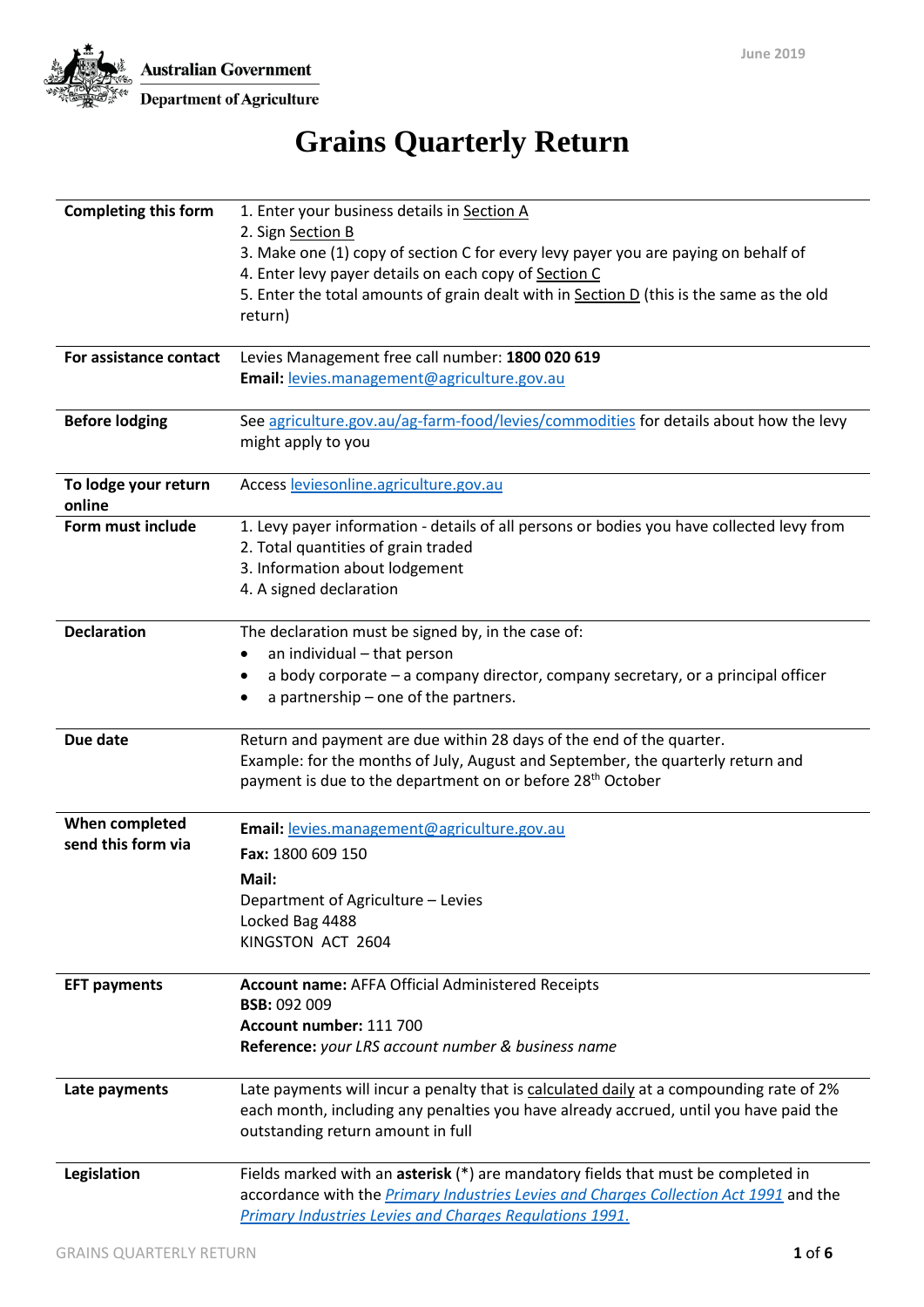Australian Government
Department of Agriculture

June 2019

# Grains Quarterly Return

| | |
|---|---|
| **Completing this form** | 1. Enter your business details in Section A<br>2. Sign Section B<br>3. Make one (1) copy of section C for every levy payer you are paying on behalf of<br>4. Enter levy payer details on each copy of Section C<br>5. Enter the total amounts of grain dealt with in Section D (this is the same as the old return) |
| **For assistance contact** | Levies Management free call number: **1800 020 619**<br>**Email:** levies.management@agriculture.gov.au |
| **Before lodging** | See agriculture.gov.au/ag-farm-food/levies/commodities for details about how the levy might apply to you |
| **To lodge your return online** | Access leviesonline.agriculture.gov.au |
| **Form must include** | 1. Levy payer information - details of all persons or bodies you have collected levy from<br>2. Total quantities of grain traded<br>3. Information about lodgement<br>4. A signed declaration |
| **Declaration** | The declaration must be signed by, in the case of:<br>• an individual – that person<br>• a body corporate – a company director, company secretary, or a principal officer<br>• a partnership – one of the partners. |
| **Due date** | Return and payment are due within 28 days of the end of the quarter.<br>Example: for the months of July, August and September, the quarterly return and payment is due to the department on or before 28th October |
| **When completed send this form via** | **Email:** levies.management@agriculture.gov.au<br>**Fax:** 1800 609 150<br>**Mail:**<br>Department of Agriculture – Levies<br>Locked Bag 4488<br>KINGSTON ACT 2604 |
| **EFT payments** | **Account name:** AFFA Official Administered Receipts<br>**BSB:** 092 009<br>**Account number:** 111 700<br>**Reference:** *your LRS account number & business name* |
| **Late payments** | Late payments will incur a penalty that is calculated daily at a compounding rate of 2% each month, including any penalties you have already accrued, until you have paid the outstanding return amount in full |
| **Legislation** | Fields marked with an **asterisk** (*) are mandatory fields that must be completed in accordance with the *Primary Industries Levies and Charges Collection Act 1991* and the *Primary Industries Levies and Charges Regulations 1991.* |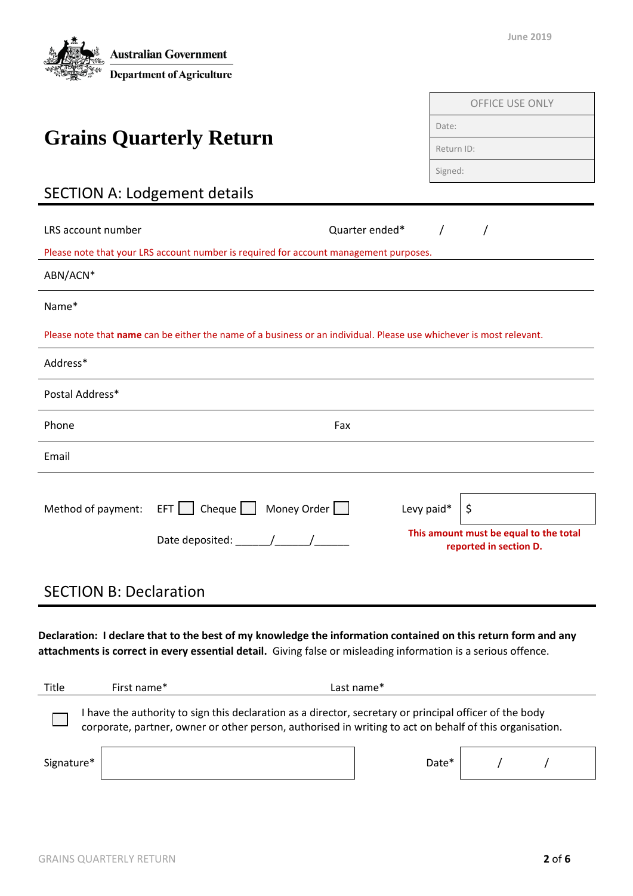Australian Government
Department of Agriculture

June 2019

| OFFICE USE ONLY |
| --- |
| Date: |
| Return ID: |
| Signed: |

# Grains Quarterly Return

## SECTION A: Lodgement details

LRS account number Quarter ended* / /

Please note that your LRS account number is required for account management purposes.

ABN/ACN*

Name*

Please note that **name** can be either the name of a business or an individual. Please use whichever is most relevant.

Address*

Postal Address*

Phone Fax

Email

Method of payment: EFT ☐ Cheque ☐ Money Order ☐ Levy paid* $

Date deposited: ______/______/______

**This amount must be equal to the total reported in section D.**

## SECTION B: Declaration

**Declaration: I declare that to the best of my knowledge the information contained on this return form and any attachments is correct in every essential detail.** Giving false or misleading information is a serious offence.

Title First name* Last name*

☐ I have the authority to sign this declaration as a director, secretary or principal officer of the body corporate, partner, owner or other person, authorised in writing to act on behalf of this organisation.

Signature* Date* / /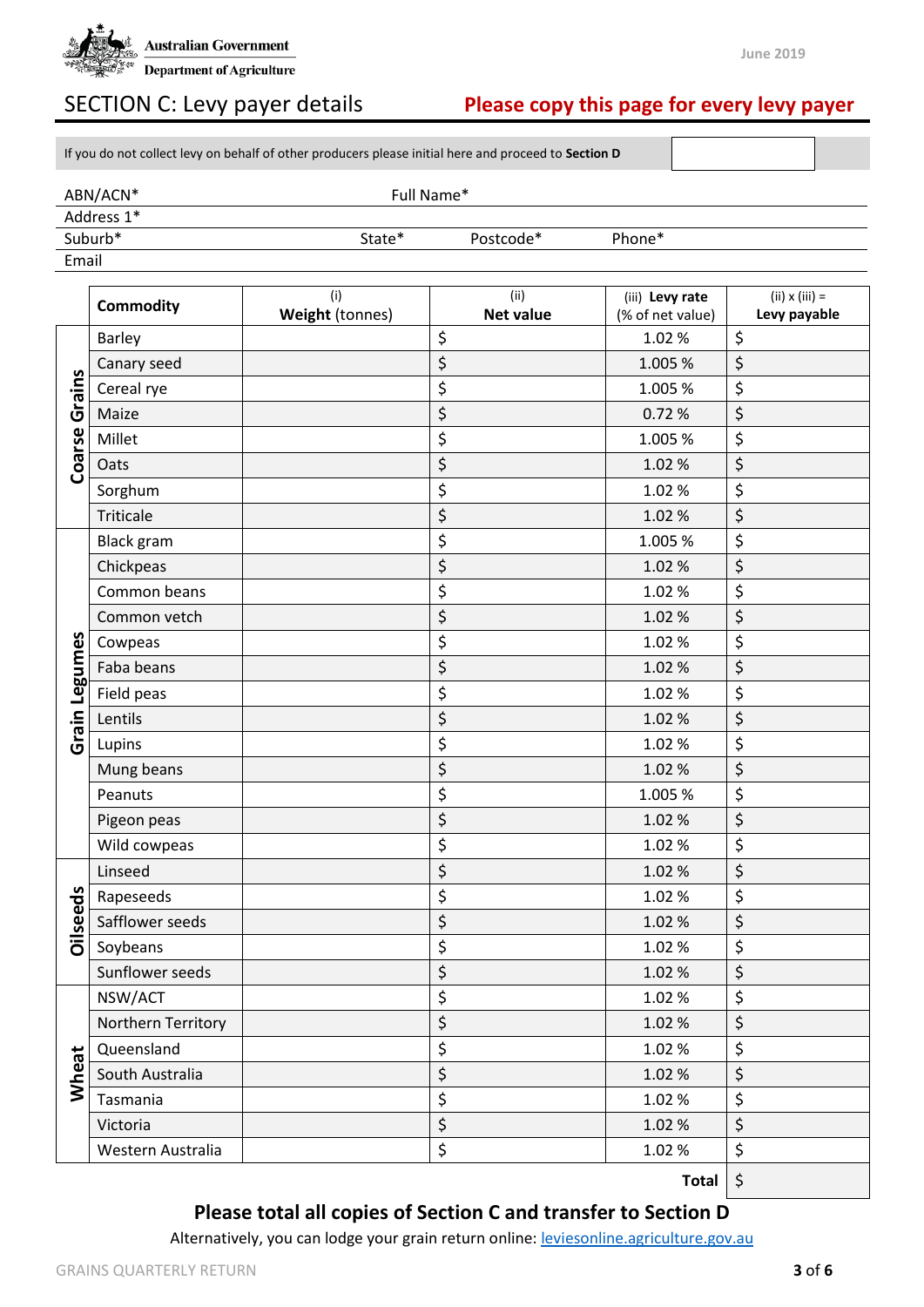Australian Government
Department of Agriculture

June 2019

# SECTION C: Levy payer details

**Please copy this page for every levy payer**

If you do not collect levy on behalf of other producers please initial here and proceed to **Section D**

| ABN/ACN* | | Full Name* | |
|---|---|---|---|
| Address 1* | | | |
| Suburb* | State* | Postcode* | Phone* |
| Email | | | |

| | Commodity | (i) Weight (tonnes) | (ii) Net value | (iii) Levy rate (% of net value) | (ii) x (iii) = Levy payable |
|---|---|---|---|---|---|
| Coarse Grains | Barley | | $ | 1.02 % | $ |
| | Canary seed | | $ | 1.005 % | $ |
| | Cereal rye | | $ | 1.005 % | $ |
| | Maize | | $ | 0.72 % | $ |
| | Millet | | $ | 1.005 % | $ |
| | Oats | | $ | 1.02 % | $ |
| | Sorghum | | $ | 1.02 % | $ |
| | Triticale | | $ | 1.02 % | $ |
| Grain Legumes | Black gram | | $ | 1.005 % | $ |
| | Chickpeas | | $ | 1.02 % | $ |
| | Common beans | | $ | 1.02 % | $ |
| | Common vetch | | $ | 1.02 % | $ |
| | Cowpeas | | $ | 1.02 % | $ |
| | Faba beans | | $ | 1.02 % | $ |
| | Field peas | | $ | 1.02 % | $ |
| | Lentils | | $ | 1.02 % | $ |
| | Lupins | | $ | 1.02 % | $ |
| | Mung beans | | $ | 1.02 % | $ |
| | Peanuts | | $ | 1.005 % | $ |
| | Pigeon peas | | $ | 1.02 % | $ |
| | Wild cowpeas | | $ | 1.02 % | $ |
| Oilseeds | Linseed | | $ | 1.02 % | $ |
| | Rapeseeds | | $ | 1.02 % | $ |
| | Safflower seeds | | $ | 1.02 % | $ |
| | Soybeans | | $ | 1.02 % | $ |
| | Sunflower seeds | | $ | 1.02 % | $ |
| Wheat | NSW/ACT | | $ | 1.02 % | $ |
| | Northern Territory | | $ | 1.02 % | $ |
| | Queensland | | $ | 1.02 % | $ |
| | South Australia | | $ | 1.02 % | $ |
| | Tasmania | | $ | 1.02 % | $ |
| | Victoria | | $ | 1.02 % | $ |
| | Western Australia | | $ | 1.02 % | $ |
| | | | | **Total** | $ |

**Please total all copies of Section C and transfer to Section D**

Alternatively, you can lodge your grain return online: [leviesonline.agriculture.gov.au](leviesonline.agriculture.gov.au)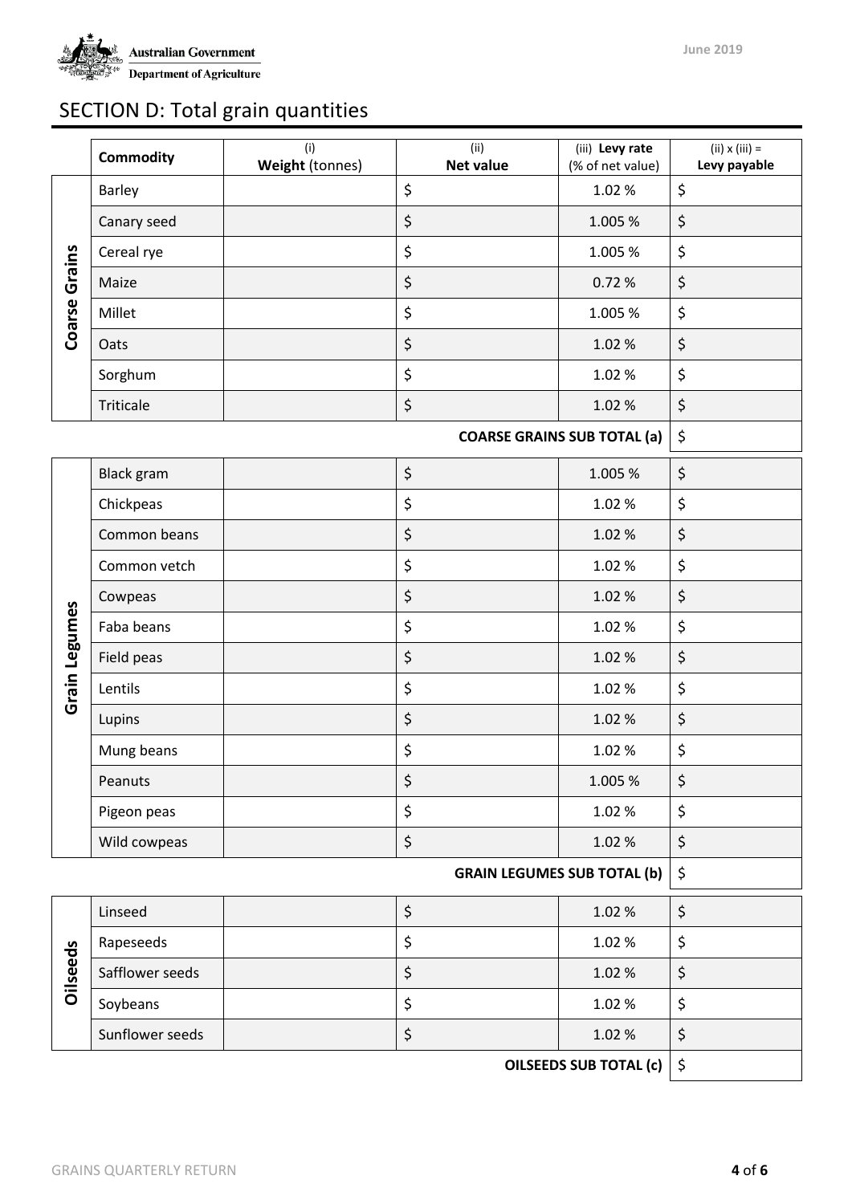# SECTION D: Total grain quantities

| | Commodity | (i) **Weight** (tonnes) | (ii) **Net value** | (iii) **Levy rate** (% of net value) | (ii) x (iii) = **Levy payable** |
|---|---|---|---|---|---|
| **Coarse Grains** | Barley | | $ | 1.02 % | $ |
| | Canary seed | | $ | 1.005 % | $ |
| | Cereal rye | | $ | 1.005 % | $ |
| | Maize | | $ | 0.72 % | $ |
| | Millet | | $ | 1.005 % | $ |
| | Oats | | $ | 1.02 % | $ |
| | Sorghum | | $ | 1.02 % | $ |
| | Triticale | | $ | 1.02 % | $ |
| | | | | **COARSE GRAINS SUB TOTAL (a)** | $ |
| **Grain Legumes** | Black gram | | $ | 1.005 % | $ |
| | Chickpeas | | $ | 1.02 % | $ |
| | Common beans | | $ | 1.02 % | $ |
| | Common vetch | | $ | 1.02 % | $ |
| | Cowpeas | | $ | 1.02 % | $ |
| | Faba beans | | $ | 1.02 % | $ |
| | Field peas | | $ | 1.02 % | $ |
| | Lentils | | $ | 1.02 % | $ |
| | Lupins | | $ | 1.02 % | $ |
| | Mung beans | | $ | 1.02 % | $ |
| | Peanuts | | $ | 1.005 % | $ |
| | Pigeon peas | | $ | 1.02 % | $ |
| | Wild cowpeas | | $ | 1.02 % | $ |
| | | | | **GRAIN LEGUMES SUB TOTAL (b)** | $ |
| **Oilseeds** | Linseed | | $ | 1.02 % | $ |
| | Rapeseeds | | $ | 1.02 % | $ |
| | Safflower seeds | | $ | 1.02 % | $ |
| | Soybeans | | $ | 1.02 % | $ |
| | Sunflower seeds | | $ | 1.02 % | $ |
| | | | | **OILSEEDS SUB TOTAL (c)** | $ |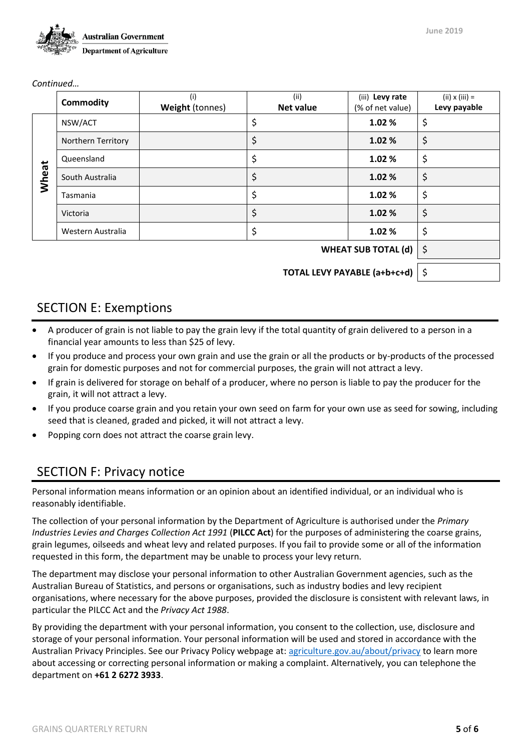*Continued…*

| | Commodity | (i) **Weight** (tonnes) | (ii) **Net value** | (iii) **Levy rate** (% of net value) | (ii) x (iii) = **Levy payable** |
|---|---|---|---|---|---|
| **Wheat** | NSW/ACT | | $ | **1.02 %** | $ |
| | Northern Territory | | $ | **1.02 %** | $ |
| | Queensland | | $ | **1.02 %** | $ |
| | South Australia | | $ | **1.02 %** | $ |
| | Tasmania | | $ | **1.02 %** | $ |
| | Victoria | | $ | **1.02 %** | $ |
| | Western Australia | | $ | **1.02 %** | $ |
| | | | | **WHEAT SUB TOTAL (d)** | $ |
| | | | | **TOTAL LEVY PAYABLE (a+b+c+d)** | $ |

## SECTION E: Exemptions

- A producer of grain is not liable to pay the grain levy if the total quantity of grain delivered to a person in a financial year amounts to less than $25 of levy.
- If you produce and process your own grain and use the grain or all the products or by-products of the processed grain for domestic purposes and not for commercial purposes, the grain will not attract a levy.
- If grain is delivered for storage on behalf of a producer, where no person is liable to pay the producer for the grain, it will not attract a levy.
- If you produce coarse grain and you retain your own seed on farm for your own use as seed for sowing, including seed that is cleaned, graded and picked, it will not attract a levy.
- Popping corn does not attract the coarse grain levy.

## SECTION F: Privacy notice

Personal information means information or an opinion about an identified individual, or an individual who is reasonably identifiable.

The collection of your personal information by the Department of Agriculture is authorised under the *Primary Industries Levies and Charges Collection Act 1991* (**PILCC Act**) for the purposes of administering the coarse grains, grain legumes, oilseeds and wheat levy and related purposes. If you fail to provide some or all of the information requested in this form, the department may be unable to process your levy return.

The department may disclose your personal information to other Australian Government agencies, such as the Australian Bureau of Statistics, and persons or organisations, such as industry bodies and levy recipient organisations, where necessary for the above purposes, provided the disclosure is consistent with relevant laws, in particular the PILCC Act and the *Privacy Act 1988*.

By providing the department with your personal information, you consent to the collection, use, disclosure and storage of your personal information. Your personal information will be used and stored in accordance with the Australian Privacy Principles. See our Privacy Policy webpage at: [agriculture.gov.au/about/privacy](agriculture.gov.au/about/privacy) to learn more about accessing or correcting personal information or making a complaint. Alternatively, you can telephone the department on **+61 2 6272 3933**.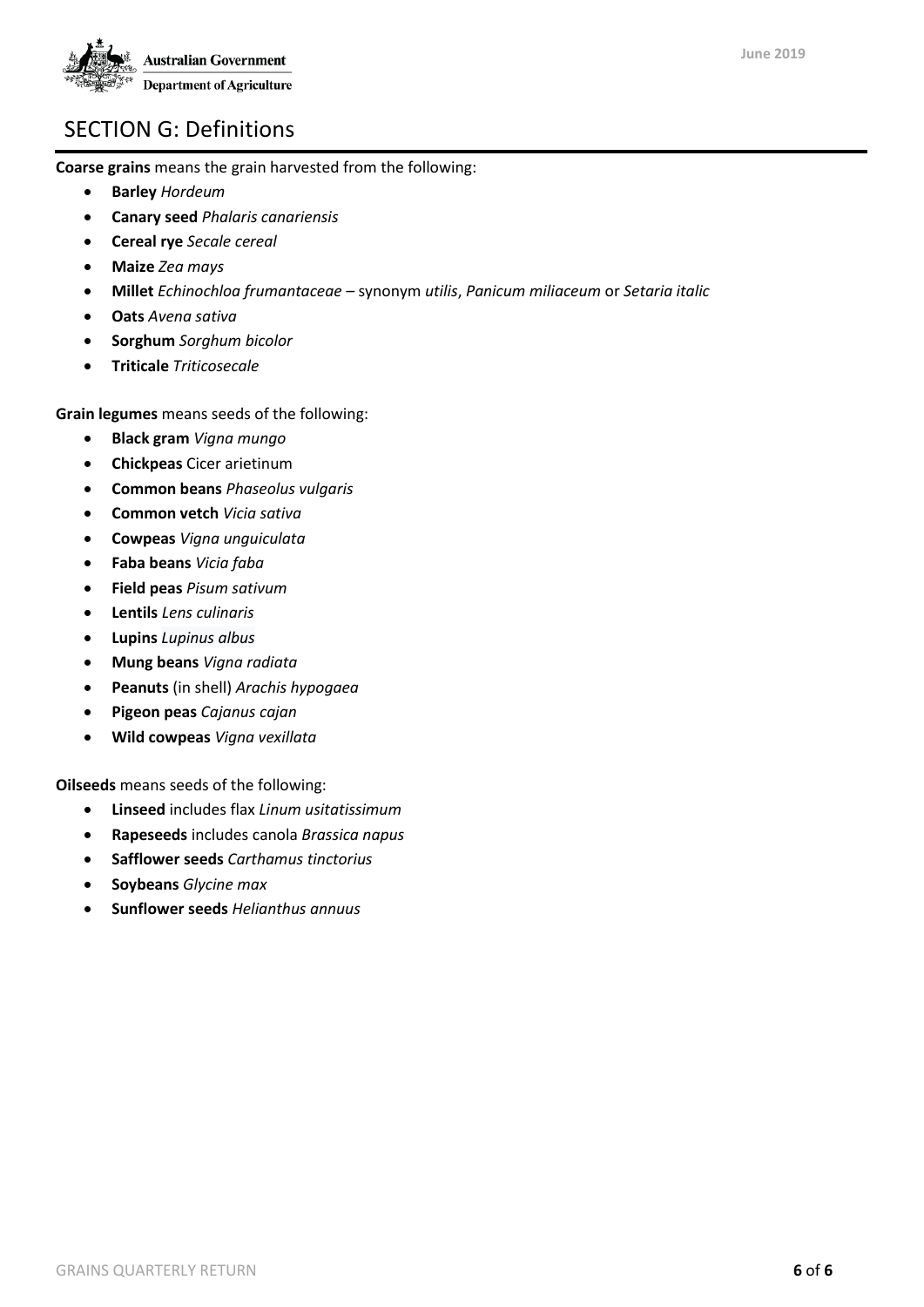## SECTION G: Definitions

**Coarse grains** means the grain harvested from the following:

- **Barley** *Hordeum*
- **Canary seed** *Phalaris canariensis*
- **Cereal rye** *Secale cereal*
- **Maize** *Zea mays*
- **Millet** *Echinochloa frumantaceae* – synonym *utilis*, *Panicum miliaceum* or *Setaria italic*
- **Oats** *Avena sativa*
- **Sorghum** *Sorghum bicolor*
- **Triticale** *Triticosecale*

**Grain legumes** means seeds of the following:

- **Black gram** *Vigna mungo*
- **Chickpeas** Cicer arietinum
- **Common beans** *Phaseolus vulgaris*
- **Common vetch** *Vicia sativa*
- **Cowpeas** *Vigna unguiculata*
- **Faba beans** *Vicia faba*
- **Field peas** *Pisum sativum*
- **Lentils** *Lens culinaris*
- **Lupins** *Lupinus albus*
- **Mung beans** *Vigna radiata*
- **Peanuts** (in shell) *Arachis hypogaea*
- **Pigeon peas** *Cajanus cajan*
- **Wild cowpeas** *Vigna vexillata*

**Oilseeds** means seeds of the following:

- **Linseed** includes flax *Linum usitatissimum*
- **Rapeseeds** includes canola *Brassica napus*
- **Safflower seeds** *Carthamus tinctorius*
- **Soybeans** *Glycine max*
- **Sunflower seeds** *Helianthus annuus*